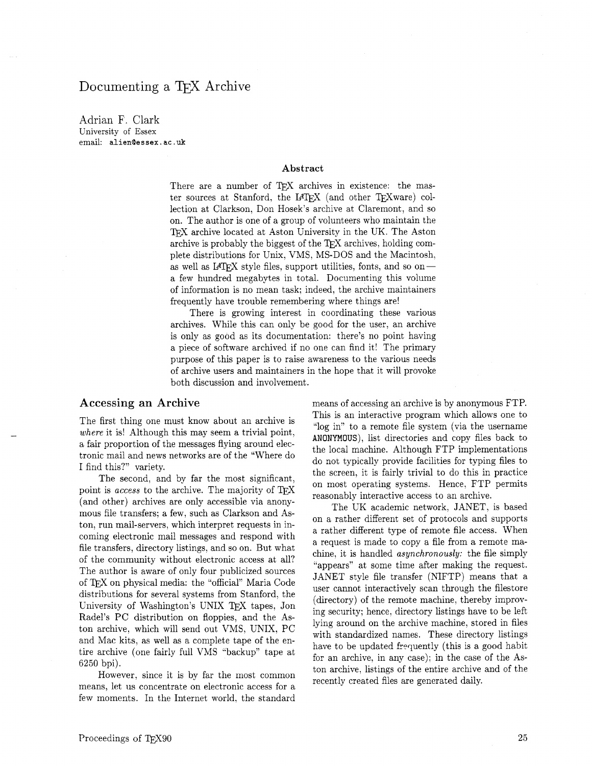# Documenting a TEX Archive

Adrian F. Clark
University of Essex
email: alien@essex.ac.uk

## Abstract

There are a number of TEX archives in existence: the master sources at Stanford, the LATEX (and other TEXware) collection at Clarkson, Don Hosek's archive at Claremont, and so on. The author is one of a group of volunteers who maintain the TEX archive located at Aston University in the UK. The Aston archive is probably the biggest of the TEX archives, holding complete distributions for Unix, VMS, MS-DOS and the Macintosh, as well as LATEX style files, support utilities, fonts, and so on — a few hundred megabytes in total. Documenting this volume of information is no mean task; indeed, the archive maintainers frequently have trouble remembering where things are!

There is growing interest in coordinating these various archives. While this can only be good for the user, an archive is only as good as its documentation: there's no point having a piece of software archived if no one can find it! The primary purpose of this paper is to raise awareness to the various needs of archive users and maintainers in the hope that it will provoke both discussion and involvement.

## Accessing an Archive

The first thing one must know about an archive is *where* it is! Although this may seem a trivial point, a fair proportion of the messages flying around electronic mail and news networks are of the "Where do I find this?" variety.

The second, and by far the most significant, point is *access* to the archive. The majority of TEX (and other) archives are only accessible via anonymous file transfers; a few, such as Clarkson and Aston, run mail-servers, which interpret requests in incoming electronic mail messages and respond with file transfers, directory listings, and so on. But what of the community without electronic access at all? The author is aware of only four publicized sources of TEX on physical media: the "official" Maria Code distributions for several systems from Stanford, the University of Washington's UNIX TEX tapes, Jon Radel's PC distribution on floppies, and the Aston archive, which will send out VMS, UNIX, PC and Mac kits, as well as a complete tape of the entire archive (one fairly full VMS "backup" tape at 6250 bpi).

However, since it is by far the most common means, let us concentrate on electronic access for a few moments. In the Internet world, the standard means of accessing an archive is by anonymous FTP. This is an interactive program which allows one to "log in" to a remote file system (via the username `ANONYMOUS`), list directories and copy files back to the local machine. Although FTP implementations do not typically provide facilities for typing files to the screen, it is fairly trivial to do this in practice on most operating systems. Hence, FTP permits reasonably interactive access to an archive.

The UK academic network, JANET, is based on a rather different set of protocols and supports a rather different type of remote file access. When a request is made to copy a file from a remote machine, it is handled *asynchronously:* the file simply "appears" at some time after making the request. JANET style file transfer (NIFTP) means that a user cannot interactively scan through the filestore (directory) of the remote machine, thereby improving security; hence, directory listings have to be left lying around on the archive machine, stored in files with standardized names. These directory listings have to be updated frequently (this is a good habit for an archive, in any case); in the case of the Aston archive, listings of the entire archive and of the recently created files are generated daily.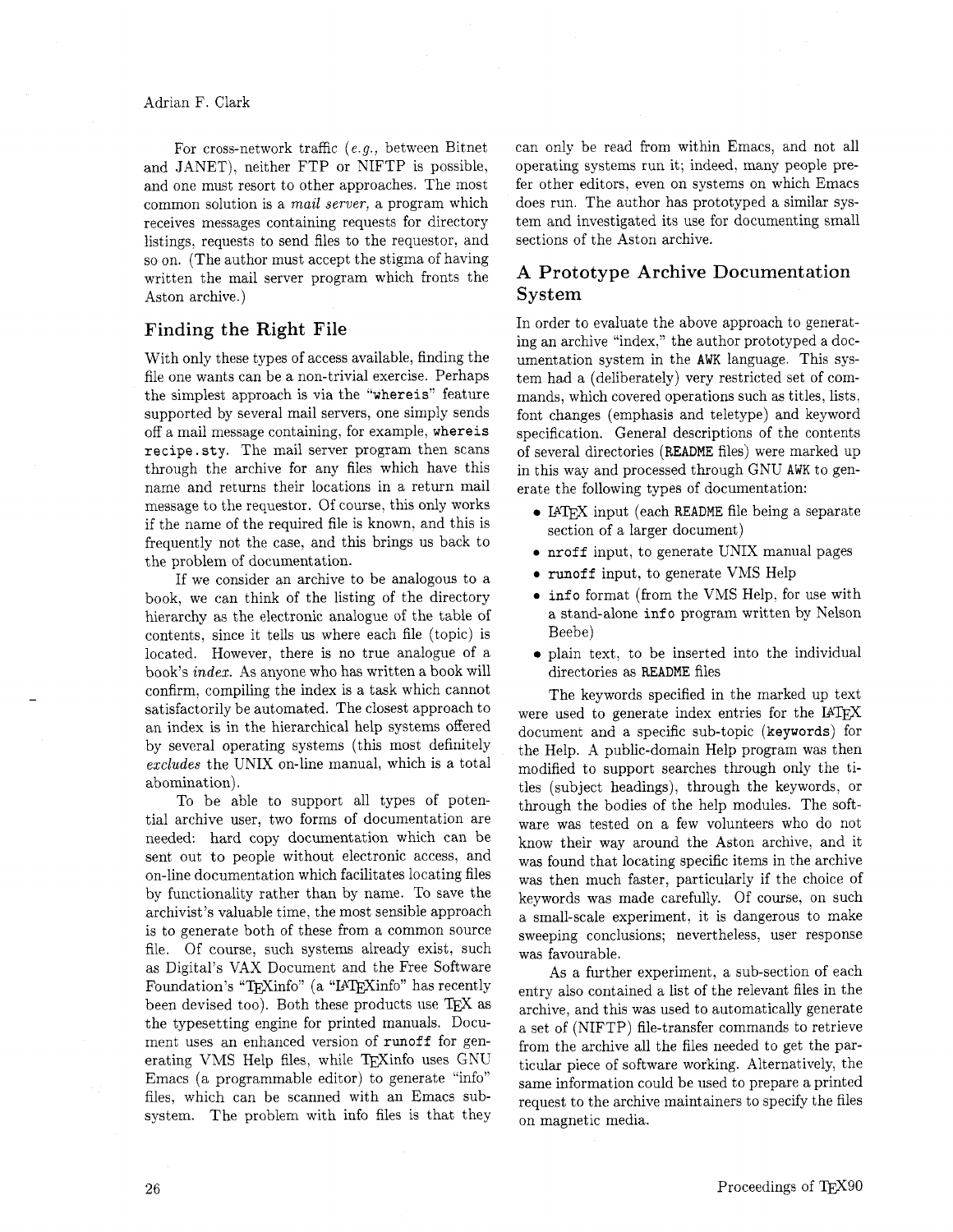For cross-network traffic (*e.g.*, between Bitnet and JANET), neither FTP or NIFTP is possible, and one must resort to other approaches. The most common solution is a *mail server*, a program which receives messages containing requests for directory listings, requests to send files to the requestor, and so on. (The author must accept the stigma of having written the mail server program which fronts the Aston archive.)

## Finding the Right File

With only these types of access available, finding the file one wants can be a non-trivial exercise. Perhaps the simplest approach is via the "`whereis`" feature supported by several mail servers, one simply sends off a mail message containing, for example, `whereis recipe.sty`. The mail server program then scans through the archive for any files which have this name and returns their locations in a return mail message to the requestor. Of course, this only works if the name of the required file is known, and this is frequently not the case, and this brings us back to the problem of documentation.

If we consider an archive to be analogous to a book, we can think of the listing of the directory hierarchy as the electronic analogue of the table of contents, since it tells us where each file (topic) is located. However, there is no true analogue of a book's *index*. As anyone who has written a book will confirm, compiling the index is a task which cannot satisfactorily be automated. The closest approach to an index is in the hierarchical help systems offered by several operating systems (this most definitely *excludes* the UNIX on-line manual, which is a total abomination).

To be able to support all types of potential archive user, two forms of documentation are needed: hard copy documentation which can be sent out to people without electronic access, and on-line documentation which facilitates locating files by functionality rather than by name. To save the archivist's valuable time, the most sensible approach is to generate both of these from a common source file. Of course, such systems already exist, such as Digital's VAX Document and the Free Software Foundation's "TEXinfo" (a "LATEXinfo" has recently been devised too). Both these products use TEX as the typesetting engine for printed manuals. Document uses an enhanced version of `runoff` for generating VMS Help files, while TEXinfo uses GNU Emacs (a programmable editor) to generate "info" files, which can be scanned with an Emacs subsystem. The problem with info files is that they can only be read from within Emacs, and not all operating systems run it; indeed, many people prefer other editors, even on systems on which Emacs does run. The author has prototyped a similar system and investigated its use for documenting small sections of the Aston archive.

## A Prototype Archive Documentation System

In order to evaluate the above approach to generating an archive "index," the author prototyped a documentation system in the `AWK` language. This system had a (deliberately) very restricted set of commands, which covered operations such as titles, lists, font changes (emphasis and teletype) and keyword specification. General descriptions of the contents of several directories (`README` files) were marked up in this way and processed through GNU `AWK` to generate the following types of documentation:

- LATEX input (each `README` file being a separate section of a larger document)
- `nroff` input, to generate UNIX manual pages
- `runoff` input, to generate VMS Help
- `info` format (from the VMS Help, for use with a stand-alone `info` program written by Nelson Beebe)
- plain text, to be inserted into the individual directories as `README` files

The keywords specified in the marked up text were used to generate index entries for the LATEX document and a specific sub-topic (`keywords`) for the Help. A public-domain Help program was then modified to support searches through only the titles (subject headings), through the keywords, or through the bodies of the help modules. The software was tested on a few volunteers who do not know their way around the Aston archive, and it was found that locating specific items in the archive was then much faster, particularly if the choice of keywords was made carefully. Of course, on such a small-scale experiment, it is dangerous to make sweeping conclusions; nevertheless, user response was favourable.

As a further experiment, a sub-section of each entry also contained a list of the relevant files in the archive, and this was used to automatically generate a set of (NIFTP) file-transfer commands to retrieve from the archive all the files needed to get the particular piece of software working. Alternatively, the same information could be used to prepare a printed request to the archive maintainers to specify the files on magnetic media.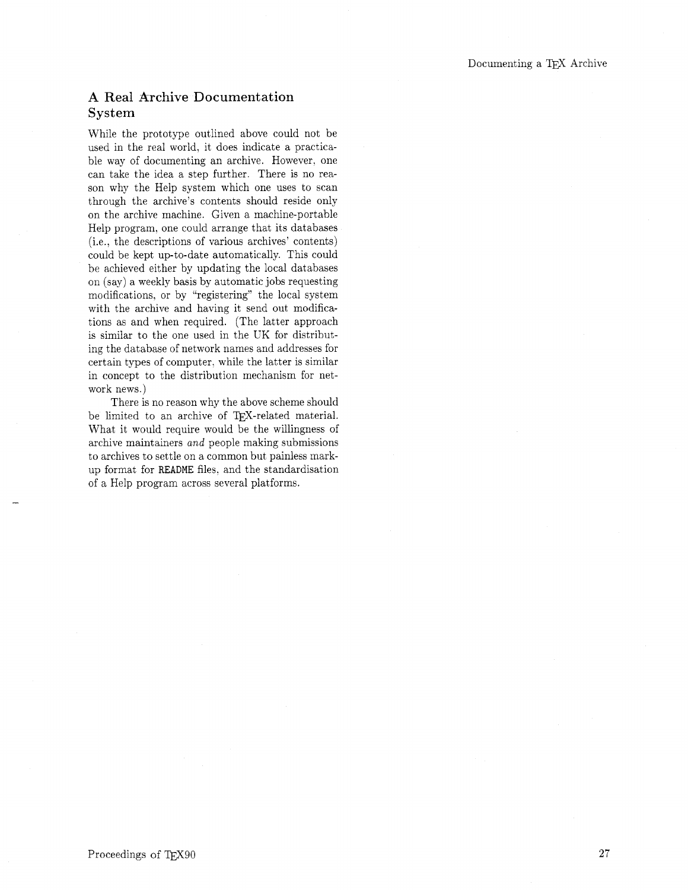## A Real Archive Documentation System

While the prototype outlined above could not be used in the real world, it does indicate a practicable way of documenting an archive. However, one can take the idea a step further. There is no reason why the Help system which one uses to scan through the archive's contents should reside only on the archive machine. Given a machine-portable Help program, one could arrange that its databases (i.e., the descriptions of various archives' contents) could be kept up-to-date automatically. This could be achieved either by updating the local databases on (say) a weekly basis by automatic jobs requesting modifications, or by "registering" the local system with the archive and having it send out modifications as and when required. (The latter approach is similar to the one used in the UK for distributing the database of network names and addresses for certain types of computer, while the latter is similar in concept to the distribution mechanism for network news.)

There is no reason why the above scheme should be limited to an archive of TEX-related material. What it would require would be the willingness of archive maintainers *and* people making submissions to archives to settle on a common but painless markup format for `README` files, and the standardisation of a Help program across several platforms.